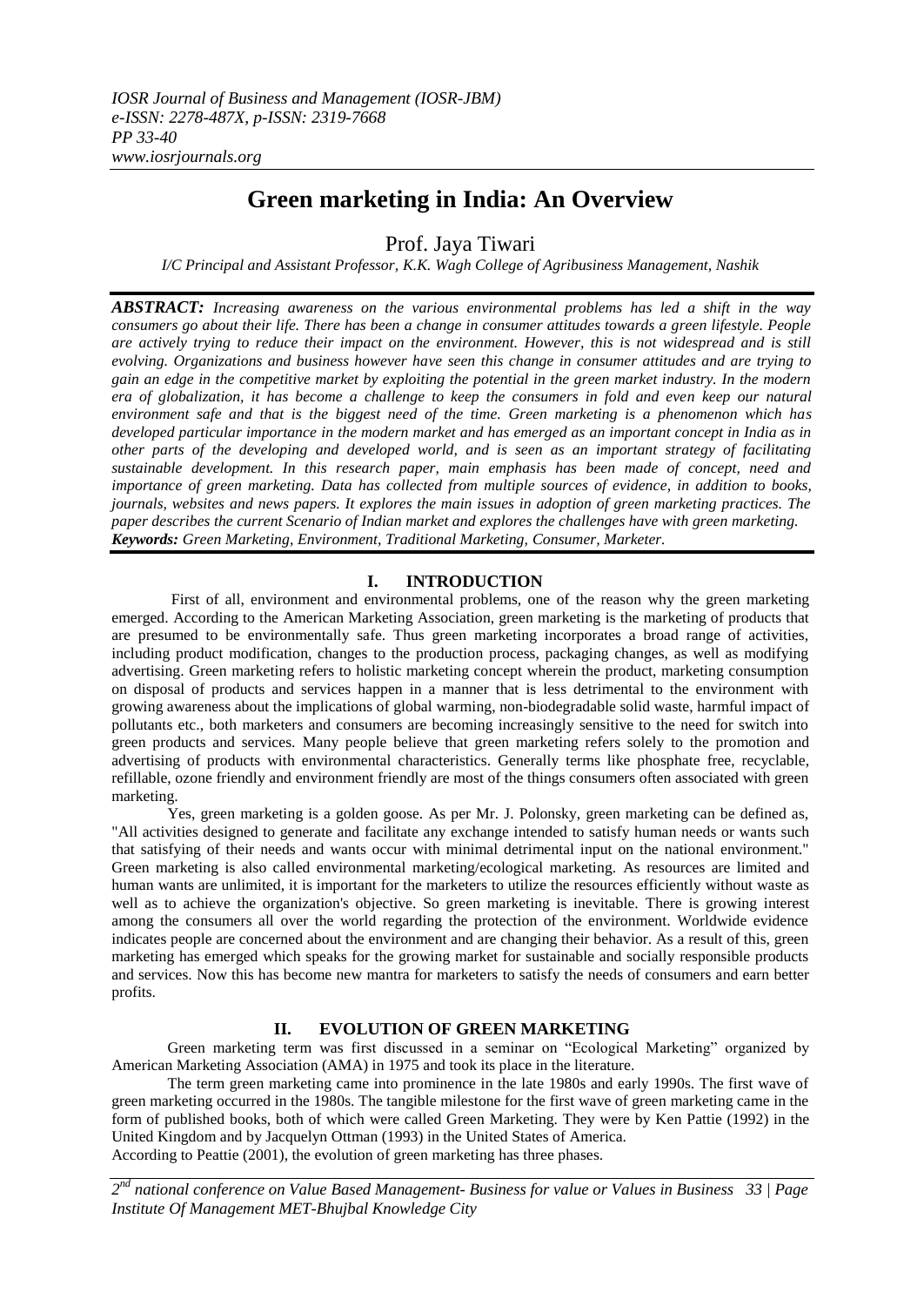# Green marketing in India: An Overview

Prof. Jaya Tiwari

*I/C Principal and Assistant Professor, K.K. Wagh College of Agribusiness Management, Nashik*

***ABSTRACT:*** *Increasing awareness on the various environmental problems has led a shift in the way consumers go about their life. There has been a change in consumer attitudes towards a green lifestyle. People are actively trying to reduce their impact on the environment. However, this is not widespread and is still evolving. Organizations and business however have seen this change in consumer attitudes and are trying to gain an edge in the competitive market by exploiting the potential in the green market industry. In the modern era of globalization, it has become a challenge to keep the consumers in fold and even keep our natural environment safe and that is the biggest need of the time. Green marketing is a phenomenon which has developed particular importance in the modern market and has emerged as an important concept in India as in other parts of the developing and developed world, and is seen as an important strategy of facilitating sustainable development. In this research paper, main emphasis has been made of concept, need and importance of green marketing. Data has collected from multiple sources of evidence, in addition to books, journals, websites and news papers. It explores the main issues in adoption of green marketing practices. The paper describes the current Scenario of Indian market and explores the challenges have with green marketing.*

***Keywords:*** *Green Marketing, Environment, Traditional Marketing, Consumer, Marketer.*

## I. INTRODUCTION

First of all, environment and environmental problems, one of the reason why the green marketing emerged. According to the American Marketing Association, green marketing is the marketing of products that are presumed to be environmentally safe. Thus green marketing incorporates a broad range of activities, including product modification, changes to the production process, packaging changes, as well as modifying advertising. Green marketing refers to holistic marketing concept wherein the product, marketing consumption on disposal of products and services happen in a manner that is less detrimental to the environment with growing awareness about the implications of global warming, non-biodegradable solid waste, harmful impact of pollutants etc., both marketers and consumers are becoming increasingly sensitive to the need for switch into green products and services. Many people believe that green marketing refers solely to the promotion and advertising of products with environmental characteristics. Generally terms like phosphate free, recyclable, refillable, ozone friendly and environment friendly are most of the things consumers often associated with green marketing.

Yes, green marketing is a golden goose. As per Mr. J. Polonsky, green marketing can be defined as, "All activities designed to generate and facilitate any exchange intended to satisfy human needs or wants such that satisfying of their needs and wants occur with minimal detrimental input on the national environment." Green marketing is also called environmental marketing/ecological marketing. As resources are limited and human wants are unlimited, it is important for the marketers to utilize the resources efficiently without waste as well as to achieve the organization's objective. So green marketing is inevitable. There is growing interest among the consumers all over the world regarding the protection of the environment. Worldwide evidence indicates people are concerned about the environment and are changing their behavior. As a result of this, green marketing has emerged which speaks for the growing market for sustainable and socially responsible products and services. Now this has become new mantra for marketers to satisfy the needs of consumers and earn better profits.

## II. EVOLUTION OF GREEN MARKETING

Green marketing term was first discussed in a seminar on "Ecological Marketing" organized by American Marketing Association (AMA) in 1975 and took its place in the literature.

The term green marketing came into prominence in the late 1980s and early 1990s. The first wave of green marketing occurred in the 1980s. The tangible milestone for the first wave of green marketing came in the form of published books, both of which were called Green Marketing. They were by Ken Pattie (1992) in the United Kingdom and by Jacquelyn Ottman (1993) in the United States of America.

According to Peattie (2001), the evolution of green marketing has three phases.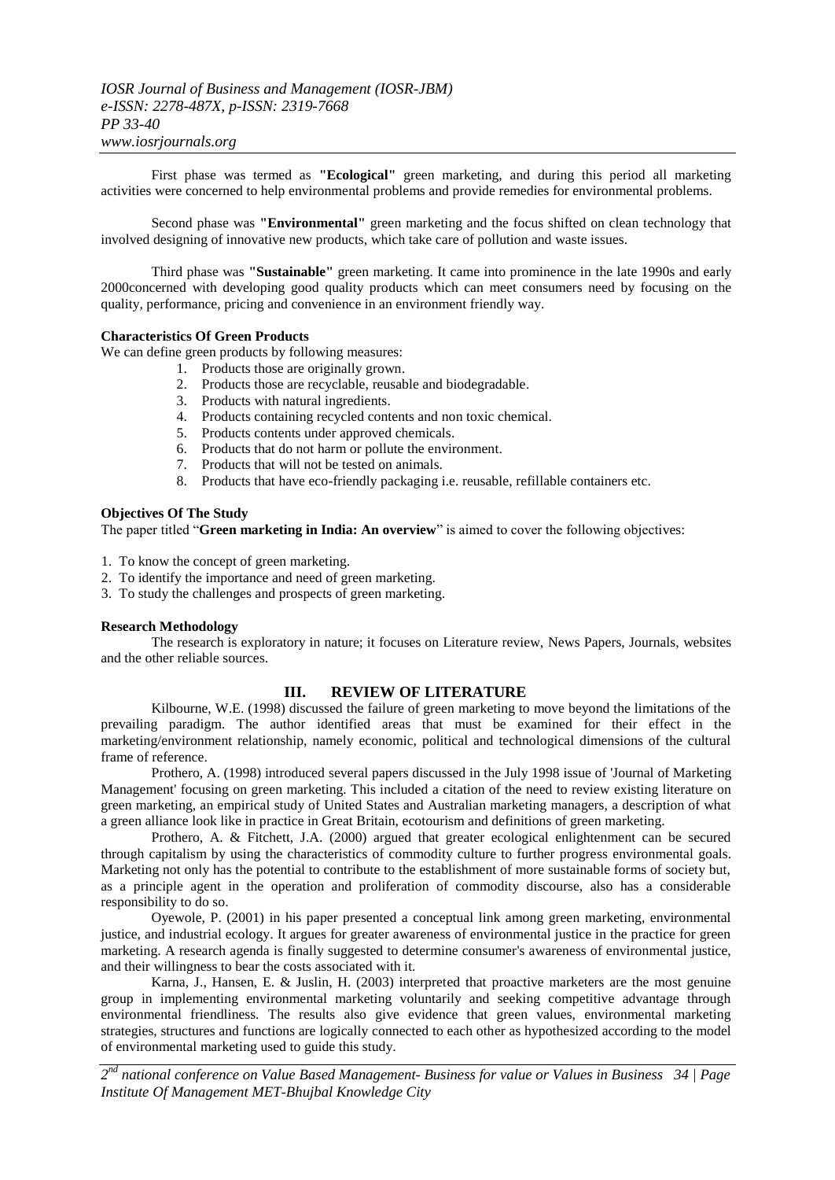First phase was termed as **"Ecological"** green marketing, and during this period all marketing activities were concerned to help environmental problems and provide remedies for environmental problems.

Second phase was **"Environmental"** green marketing and the focus shifted on clean technology that involved designing of innovative new products, which take care of pollution and waste issues.

Third phase was **"Sustainable"** green marketing. It came into prominence in the late 1990s and early 2000concerned with developing good quality products which can meet consumers need by focusing on the quality, performance, pricing and convenience in an environment friendly way.

**Characteristics Of Green Products**

We can define green products by following measures:

1. Products those are originally grown.
2. Products those are recyclable, reusable and biodegradable.
3. Products with natural ingredients.
4. Products containing recycled contents and non toxic chemical.
5. Products contents under approved chemicals.
6. Products that do not harm or pollute the environment.
7. Products that will not be tested on animals.
8. Products that have eco-friendly packaging i.e. reusable, refillable containers etc.

**Objectives Of The Study**

The paper titled "**Green marketing in India: An overview**" is aimed to cover the following objectives:

1. To know the concept of green marketing.
2. To identify the importance and need of green marketing.
3. To study the challenges and prospects of green marketing.

**Research Methodology**

The research is exploratory in nature; it focuses on Literature review, News Papers, Journals, websites and the other reliable sources.

## III. REVIEW OF LITERATURE

Kilbourne, W.E. (1998) discussed the failure of green marketing to move beyond the limitations of the prevailing paradigm. The author identified areas that must be examined for their effect in the marketing/environment relationship, namely economic, political and technological dimensions of the cultural frame of reference.

Prothero, A. (1998) introduced several papers discussed in the July 1998 issue of 'Journal of Marketing Management' focusing on green marketing. This included a citation of the need to review existing literature on green marketing, an empirical study of United States and Australian marketing managers, a description of what a green alliance look like in practice in Great Britain, ecotourism and definitions of green marketing.

Prothero, A. & Fitchett, J.A. (2000) argued that greater ecological enlightenment can be secured through capitalism by using the characteristics of commodity culture to further progress environmental goals. Marketing not only has the potential to contribute to the establishment of more sustainable forms of society but, as a principle agent in the operation and proliferation of commodity discourse, also has a considerable responsibility to do so.

Oyewole, P. (2001) in his paper presented a conceptual link among green marketing, environmental justice, and industrial ecology. It argues for greater awareness of environmental justice in the practice for green marketing. A research agenda is finally suggested to determine consumer's awareness of environmental justice, and their willingness to bear the costs associated with it.

Karna, J., Hansen, E. & Juslin, H. (2003) interpreted that proactive marketers are the most genuine group in implementing environmental marketing voluntarily and seeking competitive advantage through environmental friendliness. The results also give evidence that green values, environmental marketing strategies, structures and functions are logically connected to each other as hypothesized according to the model of environmental marketing used to guide this study.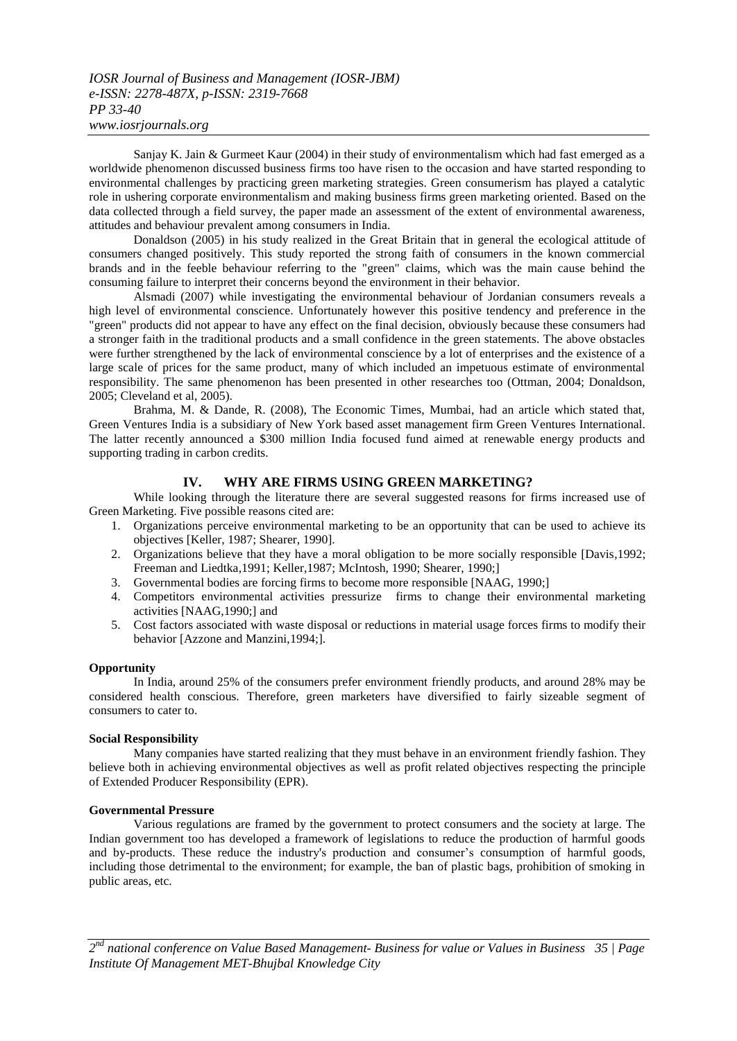Sanjay K. Jain & Gurmeet Kaur (2004) in their study of environmentalism which had fast emerged as a worldwide phenomenon discussed business firms too have risen to the occasion and have started responding to environmental challenges by practicing green marketing strategies. Green consumerism has played a catalytic role in ushering corporate environmentalism and making business firms green marketing oriented. Based on the data collected through a field survey, the paper made an assessment of the extent of environmental awareness, attitudes and behaviour prevalent among consumers in India.

Donaldson (2005) in his study realized in the Great Britain that in general the ecological attitude of consumers changed positively. This study reported the strong faith of consumers in the known commercial brands and in the feeble behaviour referring to the "green" claims, which was the main cause behind the consuming failure to interpret their concerns beyond the environment in their behavior.

Alsmadi (2007) while investigating the environmental behaviour of Jordanian consumers reveals a high level of environmental conscience. Unfortunately however this positive tendency and preference in the "green" products did not appear to have any effect on the final decision, obviously because these consumers had a stronger faith in the traditional products and a small confidence in the green statements. The above obstacles were further strengthened by the lack of environmental conscience by a lot of enterprises and the existence of a large scale of prices for the same product, many of which included an impetuous estimate of environmental responsibility. The same phenomenon has been presented in other researches too (Ottman, 2004; Donaldson, 2005; Cleveland et al, 2005).

Brahma, M. & Dande, R. (2008), The Economic Times, Mumbai, had an article which stated that, Green Ventures India is a subsidiary of New York based asset management firm Green Ventures International. The latter recently announced a $300 million India focused fund aimed at renewable energy products and supporting trading in carbon credits.

## IV. WHY ARE FIRMS USING GREEN MARKETING?

While looking through the literature there are several suggested reasons for firms increased use of Green Marketing. Five possible reasons cited are:

1. Organizations perceive environmental marketing to be an opportunity that can be used to achieve its objectives [Keller, 1987; Shearer, 1990].
2. Organizations believe that they have a moral obligation to be more socially responsible [Davis,1992; Freeman and Liedtka,1991; Keller,1987; McIntosh, 1990; Shearer, 1990;]
3. Governmental bodies are forcing firms to become more responsible [NAAG, 1990;]
4. Competitors environmental activities pressurize firms to change their environmental marketing activities [NAAG,1990;] and
5. Cost factors associated with waste disposal or reductions in material usage forces firms to modify their behavior [Azzone and Manzini,1994;].

**Opportunity**

In India, around 25% of the consumers prefer environment friendly products, and around 28% may be considered health conscious. Therefore, green marketers have diversified to fairly sizeable segment of consumers to cater to.

**Social Responsibility**

Many companies have started realizing that they must behave in an environment friendly fashion. They believe both in achieving environmental objectives as well as profit related objectives respecting the principle of Extended Producer Responsibility (EPR).

**Governmental Pressure**

Various regulations are framed by the government to protect consumers and the society at large. The Indian government too has developed a framework of legislations to reduce the production of harmful goods and by-products. These reduce the industry's production and consumer's consumption of harmful goods, including those detrimental to the environment; for example, the ban of plastic bags, prohibition of smoking in public areas, etc.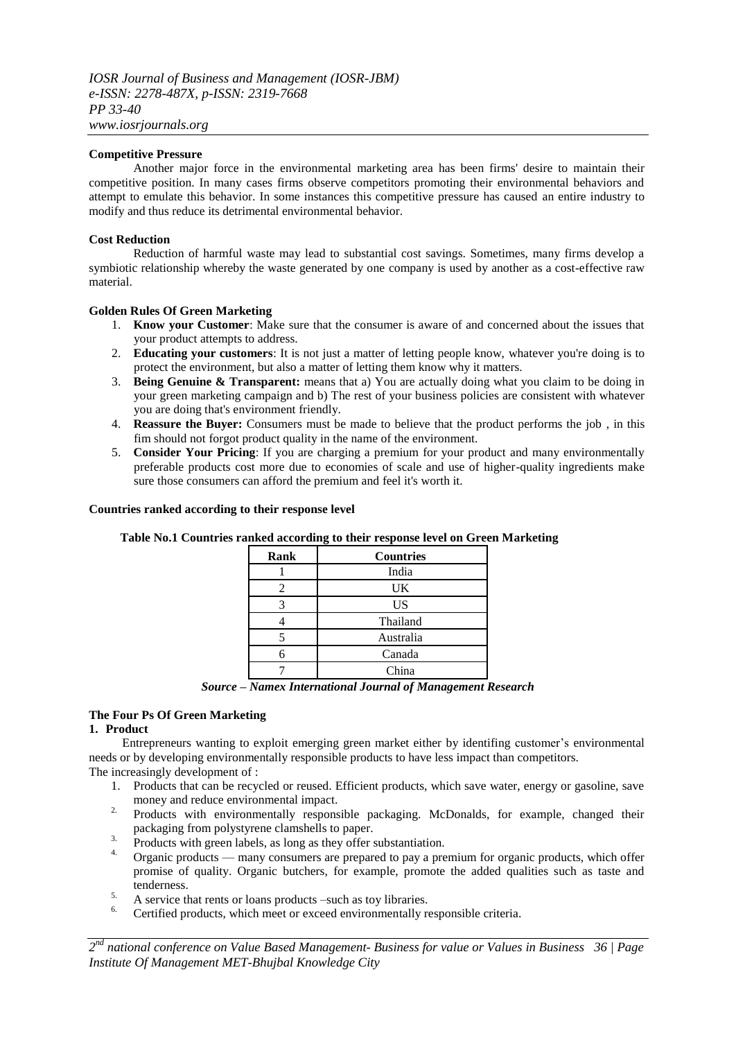**Competitive Pressure**

Another major force in the environmental marketing area has been firms' desire to maintain their competitive position. In many cases firms observe competitors promoting their environmental behaviors and attempt to emulate this behavior. In some instances this competitive pressure has caused an entire industry to modify and thus reduce its detrimental environmental behavior.

**Cost Reduction**

Reduction of harmful waste may lead to substantial cost savings. Sometimes, many firms develop a symbiotic relationship whereby the waste generated by one company is used by another as a cost-effective raw material.

**Golden Rules Of Green Marketing**

1. **Know your Customer**: Make sure that the consumer is aware of and concerned about the issues that your product attempts to address.
2. **Educating your customers**: It is not just a matter of letting people know, whatever you're doing is to protect the environment, but also a matter of letting them know why it matters.
3. **Being Genuine & Transparent:** means that a) You are actually doing what you claim to be doing in your green marketing campaign and b) The rest of your business policies are consistent with whatever you are doing that's environment friendly.
4. **Reassure the Buyer:** Consumers must be made to believe that the product performs the job , in this fim should not forgot product quality in the name of the environment.
5. **Consider Your Pricing**: If you are charging a premium for your product and many environmentally preferable products cost more due to economies of scale and use of higher-quality ingredients make sure those consumers can afford the premium and feel it's worth it.

**Countries ranked according to their response level**

**Table No.1 Countries ranked according to their response level on Green Marketing**

| Rank | Countries |
|---|---|
| 1 | India |
| 2 | UK |
| 3 | US |
| 4 | Thailand |
| 5 | Australia |
| 6 | Canada |
| 7 | China |

***Source – Namex International Journal of Management Research***

**The Four Ps Of Green Marketing**

**1. Product**

Entrepreneurs wanting to exploit emerging green market either by identifing customer's environmental needs or by developing environmentally responsible products to have less impact than competitors.

The increasingly development of :

1. Products that can be recycled or reused. Efficient products, which save water, energy or gasoline, save money and reduce environmental impact.
2. Products with environmentally responsible packaging. McDonalds, for example, changed their packaging from polystyrene clamshells to paper.
3. Products with green labels, as long as they offer substantiation.
4. Organic products — many consumers are prepared to pay a premium for organic products, which offer promise of quality. Organic butchers, for example, promote the added qualities such as taste and tenderness.
5. A service that rents or loans products –such as toy libraries.
6. Certified products, which meet or exceed environmentally responsible criteria.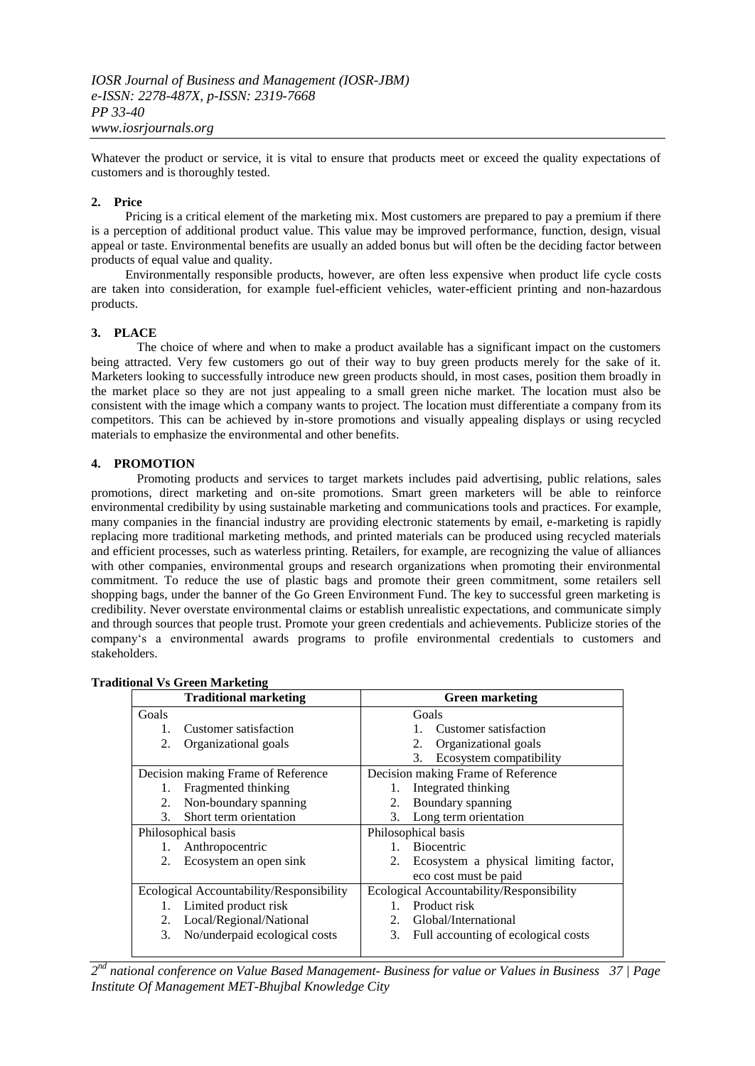Whatever the product or service, it is vital to ensure that products meet or exceed the quality expectations of customers and is thoroughly tested.

### 2. Price

Pricing is a critical element of the marketing mix. Most customers are prepared to pay a premium if there is a perception of additional product value. This value may be improved performance, function, design, visual appeal or taste. Environmental benefits are usually an added bonus but will often be the deciding factor between products of equal value and quality.

Environmentally responsible products, however, are often less expensive when product life cycle costs are taken into consideration, for example fuel-efficient vehicles, water-efficient printing and non-hazardous products.

### 3. PLACE

The choice of where and when to make a product available has a significant impact on the customers being attracted. Very few customers go out of their way to buy green products merely for the sake of it. Marketers looking to successfully introduce new green products should, in most cases, position them broadly in the market place so they are not just appealing to a small green niche market. The location must also be consistent with the image which a company wants to project. The location must differentiate a company from its competitors. This can be achieved by in-store promotions and visually appealing displays or using recycled materials to emphasize the environmental and other benefits.

### 4. PROMOTION

Promoting products and services to target markets includes paid advertising, public relations, sales promotions, direct marketing and on-site promotions. Smart green marketers will be able to reinforce environmental credibility by using sustainable marketing and communications tools and practices. For example, many companies in the financial industry are providing electronic statements by email, e-marketing is rapidly replacing more traditional marketing methods, and printed materials can be produced using recycled materials and efficient processes, such as waterless printing. Retailers, for example, are recognizing the value of alliances with other companies, environmental groups and research organizations when promoting their environmental commitment. To reduce the use of plastic bags and promote their green commitment, some retailers sell shopping bags, under the banner of the Go Green Environment Fund. The key to successful green marketing is credibility. Never overstate environmental claims or establish unrealistic expectations, and communicate simply and through sources that people trust. Promote your green credentials and achievements. Publicize stories of the company's a environmental awards programs to profile environmental credentials to customers and stakeholders.

**Traditional Vs Green Marketing**

| Traditional marketing | Green marketing |
|---|---|
| Goals<br>1. Customer satisfaction<br>2. Organizational goals | Goals<br>1. Customer satisfaction<br>2. Organizational goals<br>3. Ecosystem compatibility |
| Decision making Frame of Reference<br>1. Fragmented thinking<br>2. Non-boundary spanning<br>3. Short term orientation | Decision making Frame of Reference<br>1. Integrated thinking<br>2. Boundary spanning<br>3. Long term orientation |
| Philosophical basis<br>1. Anthropocentric<br>2. Ecosystem an open sink | Philosophical basis<br>1. Biocentric<br>2. Ecosystem a physical limiting factor, eco cost must be paid |
| Ecological Accountability/Responsibility<br>1. Limited product risk<br>2. Local/Regional/National<br>3. No/underpaid ecological costs | Ecological Accountability/Responsibility<br>1. Product risk<br>2. Global/International<br>3. Full accounting of ecological costs |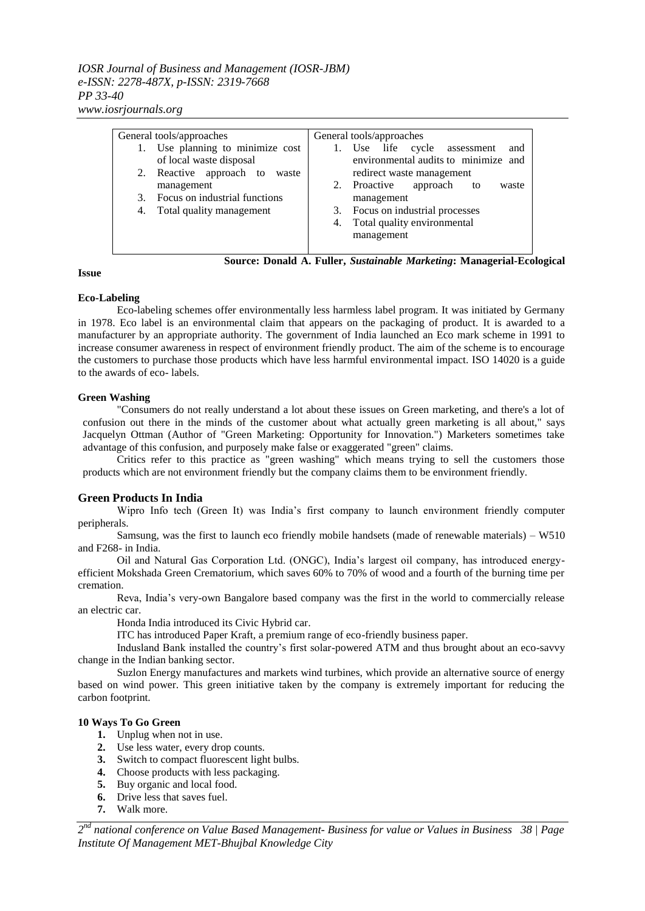| General tools/approaches | General tools/approaches |
|---|---|
| 1. Use planning to minimize cost of local waste disposal<br>2. Reactive approach to waste management<br>3. Focus on industrial functions<br>4. Total quality management | 1. Use life cycle assessment and environmental audits to minimize and redirect waste management<br>2. Proactive approach to waste management<br>3. Focus on industrial processes<br>4. Total quality environmental management |

**Source: Donald A. Fuller, *Sustainable Marketing*: Managerial-Ecological Issue**

**Eco-Labeling**

Eco-labeling schemes offer environmentally less harmless label program. It was initiated by Germany in 1978. Eco label is an environmental claim that appears on the packaging of product. It is awarded to a manufacturer by an appropriate authority. The government of India launched an Eco mark scheme in 1991 to increase consumer awareness in respect of environment friendly product. The aim of the scheme is to encourage the customers to purchase those products which have less harmful environmental impact. ISO 14020 is a guide to the awards of eco- labels.

**Green Washing**

"Consumers do not really understand a lot about these issues on Green marketing, and there's a lot of confusion out there in the minds of the customer about what actually green marketing is all about," says Jacquelyn Ottman (Author of "Green Marketing: Opportunity for Innovation.") Marketers sometimes take advantage of this confusion, and purposely make false or exaggerated "green" claims.

Critics refer to this practice as "green washing" which means trying to sell the customers those products which are not environment friendly but the company claims them to be environment friendly.

## Green Products In India

Wipro Info tech (Green It) was India's first company to launch environment friendly computer peripherals.

Samsung, was the first to launch eco friendly mobile handsets (made of renewable materials) – W510 and F268- in India.

Oil and Natural Gas Corporation Ltd. (ONGC), India's largest oil company, has introduced energy-efficient Mokshada Green Crematorium, which saves 60% to 70% of wood and a fourth of the burning time per cremation.

Reva, India's very-own Bangalore based company was the first in the world to commercially release an electric car.

Honda India introduced its Civic Hybrid car.

ITC has introduced Paper Kraft, a premium range of eco-friendly business paper.

Indusland Bank installed the country's first solar-powered ATM and thus brought about an eco-savvy change in the Indian banking sector.

Suzlon Energy manufactures and markets wind turbines, which provide an alternative source of energy based on wind power. This green initiative taken by the company is extremely important for reducing the carbon footprint.

**10 Ways To Go Green**

1. Unplug when not in use.
2. Use less water, every drop counts.
3. Switch to compact fluorescent light bulbs.
4. Choose products with less packaging.
5. Buy organic and local food.
6. Drive less that saves fuel.
7. Walk more.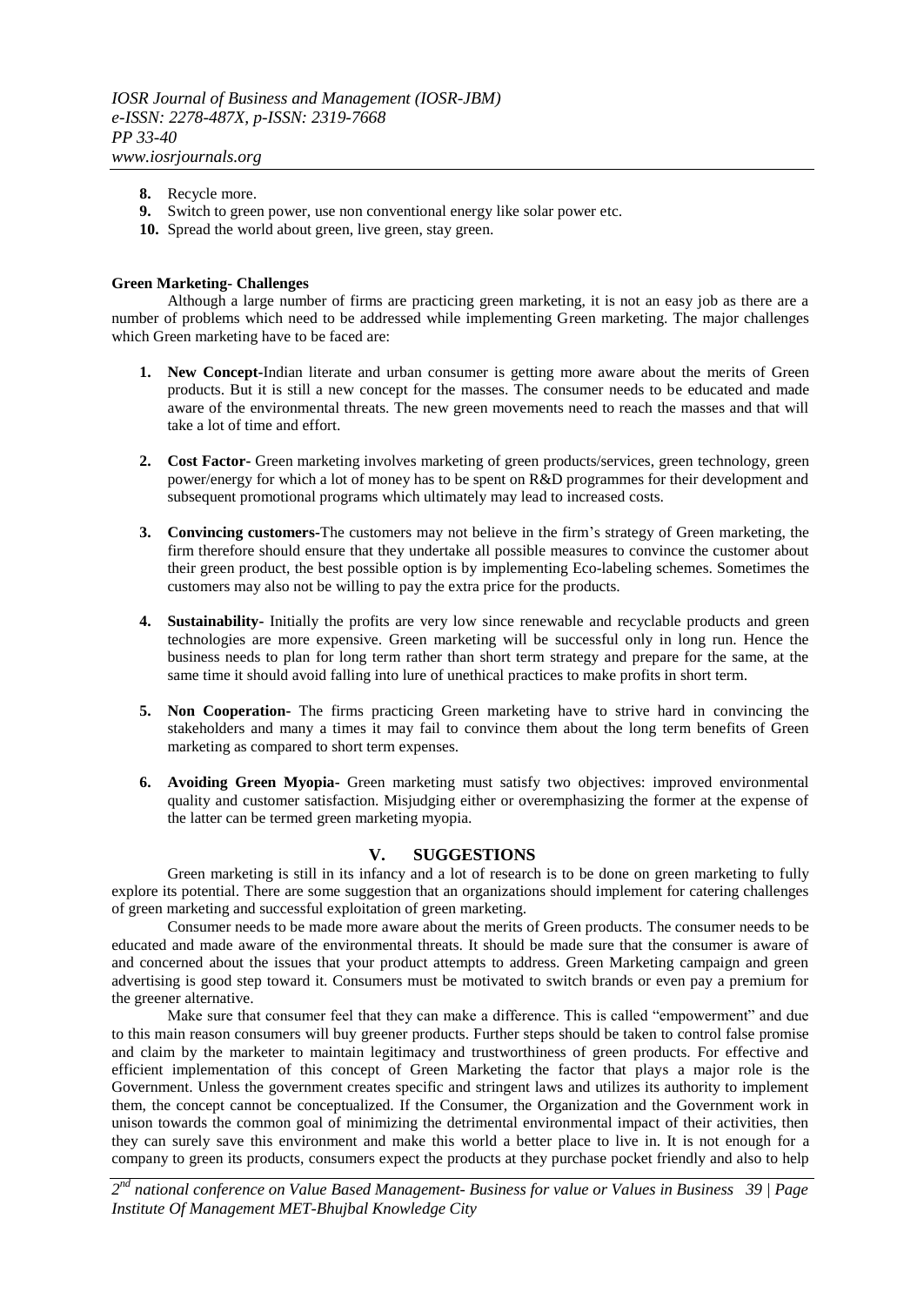8. Recycle more.
9. Switch to green power, use non conventional energy like solar power etc.
10. Spread the world about green, live green, stay green.

**Green Marketing- Challenges**

Although a large number of firms are practicing green marketing, it is not an easy job as there are a number of problems which need to be addressed while implementing Green marketing. The major challenges which Green marketing have to be faced are:

1. **New Concept-**Indian literate and urban consumer is getting more aware about the merits of Green products. But it is still a new concept for the masses. The consumer needs to be educated and made aware of the environmental threats. The new green movements need to reach the masses and that will take a lot of time and effort.

2. **Cost Factor-** Green marketing involves marketing of green products/services, green technology, green power/energy for which a lot of money has to be spent on R&D programmes for their development and subsequent promotional programs which ultimately may lead to increased costs.

3. **Convincing customers-**The customers may not believe in the firm's strategy of Green marketing, the firm therefore should ensure that they undertake all possible measures to convince the customer about their green product, the best possible option is by implementing Eco-labeling schemes. Sometimes the customers may also not be willing to pay the extra price for the products.

4. **Sustainability-** Initially the profits are very low since renewable and recyclable products and green technologies are more expensive. Green marketing will be successful only in long run. Hence the business needs to plan for long term rather than short term strategy and prepare for the same, at the same time it should avoid falling into lure of unethical practices to make profits in short term.

5. **Non Cooperation-** The firms practicing Green marketing have to strive hard in convincing the stakeholders and many a times it may fail to convince them about the long term benefits of Green marketing as compared to short term expenses.

6. **Avoiding Green Myopia-** Green marketing must satisfy two objectives: improved environmental quality and customer satisfaction. Misjudging either or overemphasizing the former at the expense of the latter can be termed green marketing myopia.

## V. SUGGESTIONS

Green marketing is still in its infancy and a lot of research is to be done on green marketing to fully explore its potential. There are some suggestion that an organizations should implement for catering challenges of green marketing and successful exploitation of green marketing.

Consumer needs to be made more aware about the merits of Green products. The consumer needs to be educated and made aware of the environmental threats. It should be made sure that the consumer is aware of and concerned about the issues that your product attempts to address. Green Marketing campaign and green advertising is good step toward it. Consumers must be motivated to switch brands or even pay a premium for the greener alternative.

Make sure that consumer feel that they can make a difference. This is called "empowerment" and due to this main reason consumers will buy greener products. Further steps should be taken to control false promise and claim by the marketer to maintain legitimacy and trustworthiness of green products. For effective and efficient implementation of this concept of Green Marketing the factor that plays a major role is the Government. Unless the government creates specific and stringent laws and utilizes its authority to implement them, the concept cannot be conceptualized. If the Consumer, the Organization and the Government work in unison towards the common goal of minimizing the detrimental environmental impact of their activities, then they can surely save this environment and make this world a better place to live in. It is not enough for a company to green its products, consumers expect the products at they purchase pocket friendly and also to help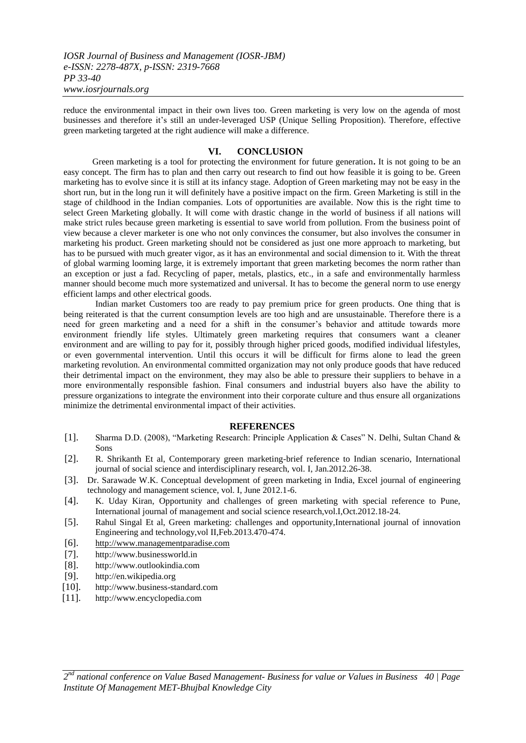reduce the environmental impact in their own lives too. Green marketing is very low on the agenda of most businesses and therefore it's still an under-leveraged USP (Unique Selling Proposition). Therefore, effective green marketing targeted at the right audience will make a difference.

## VI. CONCLUSION

Green marketing is a tool for protecting the environment for future generation**.** It is not going to be an easy concept. The firm has to plan and then carry out research to find out how feasible it is going to be. Green marketing has to evolve since it is still at its infancy stage. Adoption of Green marketing may not be easy in the short run, but in the long run it will definitely have a positive impact on the firm. Green Marketing is still in the stage of childhood in the Indian companies. Lots of opportunities are available. Now this is the right time to select Green Marketing globally. It will come with drastic change in the world of business if all nations will make strict rules because green marketing is essential to save world from pollution. From the business point of view because a clever marketer is one who not only convinces the consumer, but also involves the consumer in marketing his product. Green marketing should not be considered as just one more approach to marketing, but has to be pursued with much greater vigor, as it has an environmental and social dimension to it. With the threat of global warming looming large, it is extremely important that green marketing becomes the norm rather than an exception or just a fad. Recycling of paper, metals, plastics, etc., in a safe and environmentally harmless manner should become much more systematized and universal. It has to become the general norm to use energy efficient lamps and other electrical goods.

Indian market Customers too are ready to pay premium price for green products. One thing that is being reiterated is that the current consumption levels are too high and are unsustainable. Therefore there is a need for green marketing and a need for a shift in the consumer's behavior and attitude towards more environment friendly life styles. Ultimately green marketing requires that consumers want a cleaner environment and are willing to pay for it, possibly through higher priced goods, modified individual lifestyles, or even governmental intervention. Until this occurs it will be difficult for firms alone to lead the green marketing revolution. An environmental committed organization may not only produce goods that have reduced their detrimental impact on the environment, they may also be able to pressure their suppliers to behave in a more environmentally responsible fashion. Final consumers and industrial buyers also have the ability to pressure organizations to integrate the environment into their corporate culture and thus ensure all organizations minimize the detrimental environmental impact of their activities.

## REFERENCES

[1]. Sharma D.D. (2008), "Marketing Research: Principle Application & Cases" N. Delhi, Sultan Chand & Sons

[2]. R. Shrikanth Et al, Contemporary green marketing-brief reference to Indian scenario, International journal of social science and interdisciplinary research, vol. I, Jan.2012.26-38.

[3]. Dr. Sarawade W.K. Conceptual development of green marketing in India, Excel journal of engineering technology and management science, vol. I, June 2012.1-6.

[4]. K. Uday Kiran, Opportunity and challenges of green marketing with special reference to Pune, International journal of management and social science research,vol.I,Oct.2012.18-24.

[5]. Rahul Singal Et al, Green marketing: challenges and opportunity,International journal of innovation Engineering and technology,vol II,Feb.2013.470-474.

[6]. http://www.managementparadise.com

[7]. http://www.businessworld.in

[8]. http://www.outlookindia.com

[9]. http://en.wikipedia.org

[10]. http://www.business-standard.com

[11]. http://www.encyclopedia.com